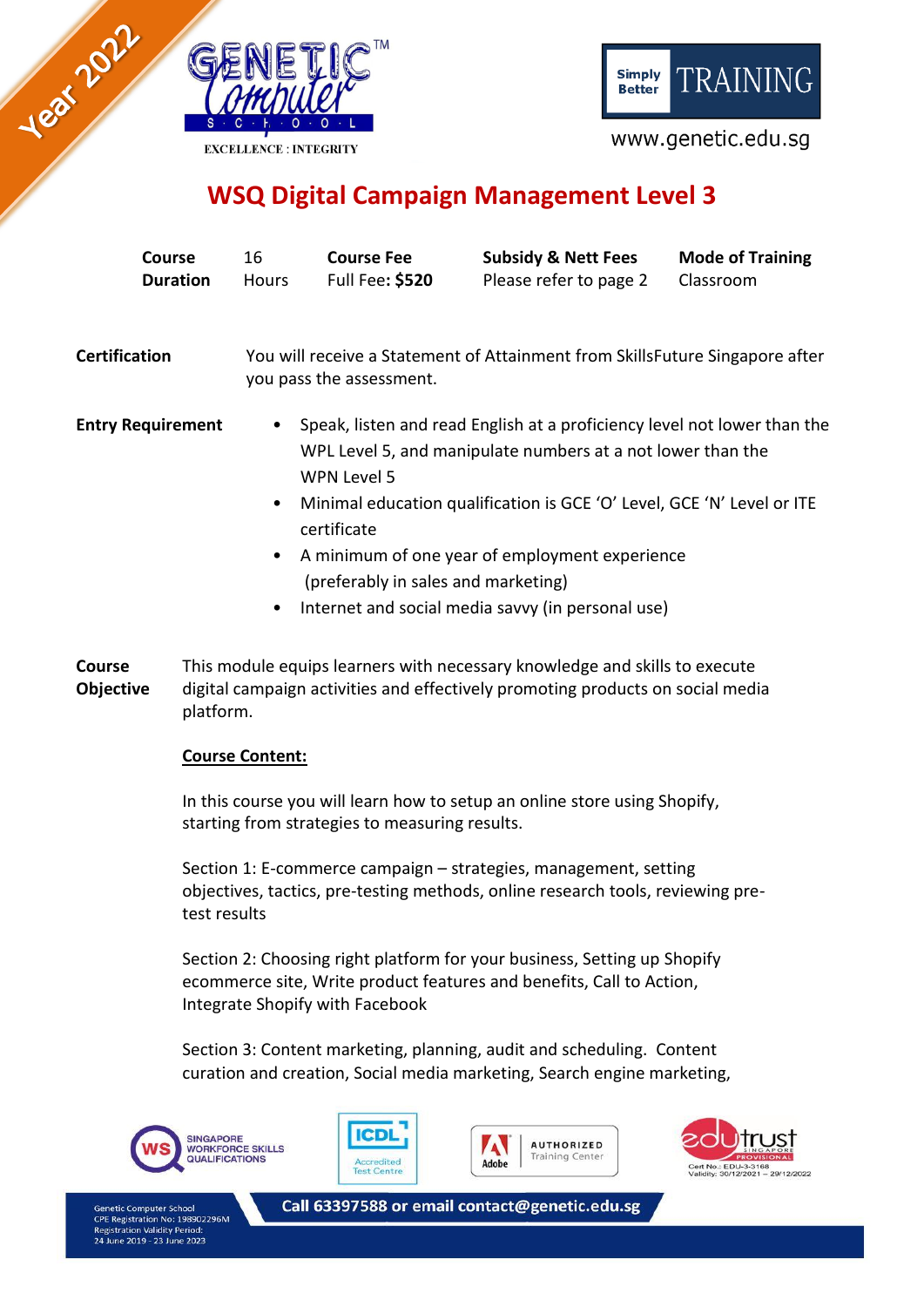# WSQ Digital Campaign Management Level 3

| Course Duration | 16 Hours | Course Fee | Subsidy & Nett Fees | Mode of Training |
|---|---|---|---|---|
| | | Full Fee: **$520** | Please refer to page 2 | Classroom |

**Certification**

You will receive a Statement of Attainment from SkillsFuture Singapore after you pass the assessment.

**Entry Requirement**

- Speak, listen and read English at a proficiency level not lower than the WPL Level 5, and manipulate numbers at a not lower than the WPN Level 5
- Minimal education qualification is GCE 'O' Level, GCE 'N' Level or ITE certificate
- A minimum of one year of employment experience (preferably in sales and marketing)
- Internet and social media savvy (in personal use)

**Course Objective**

This module equips learners with necessary knowledge and skills to execute digital campaign activities and effectively promoting products on social media platform.

**Course Content:**

In this course you will learn how to setup an online store using Shopify, starting from strategies to measuring results.

Section 1: E-commerce campaign – strategies, management, setting objectives, tactics, pre-testing methods, online research tools, reviewing pre-test results

Section 2: Choosing right platform for your business, Setting up Shopify ecommerce site, Write product features and benefits, Call to Action, Integrate Shopify with Facebook

Section 3: Content marketing, planning, audit and scheduling. Content curation and creation, Social media marketing, Search engine marketing,

Call 63397588 or email contact@genetic.edu.sg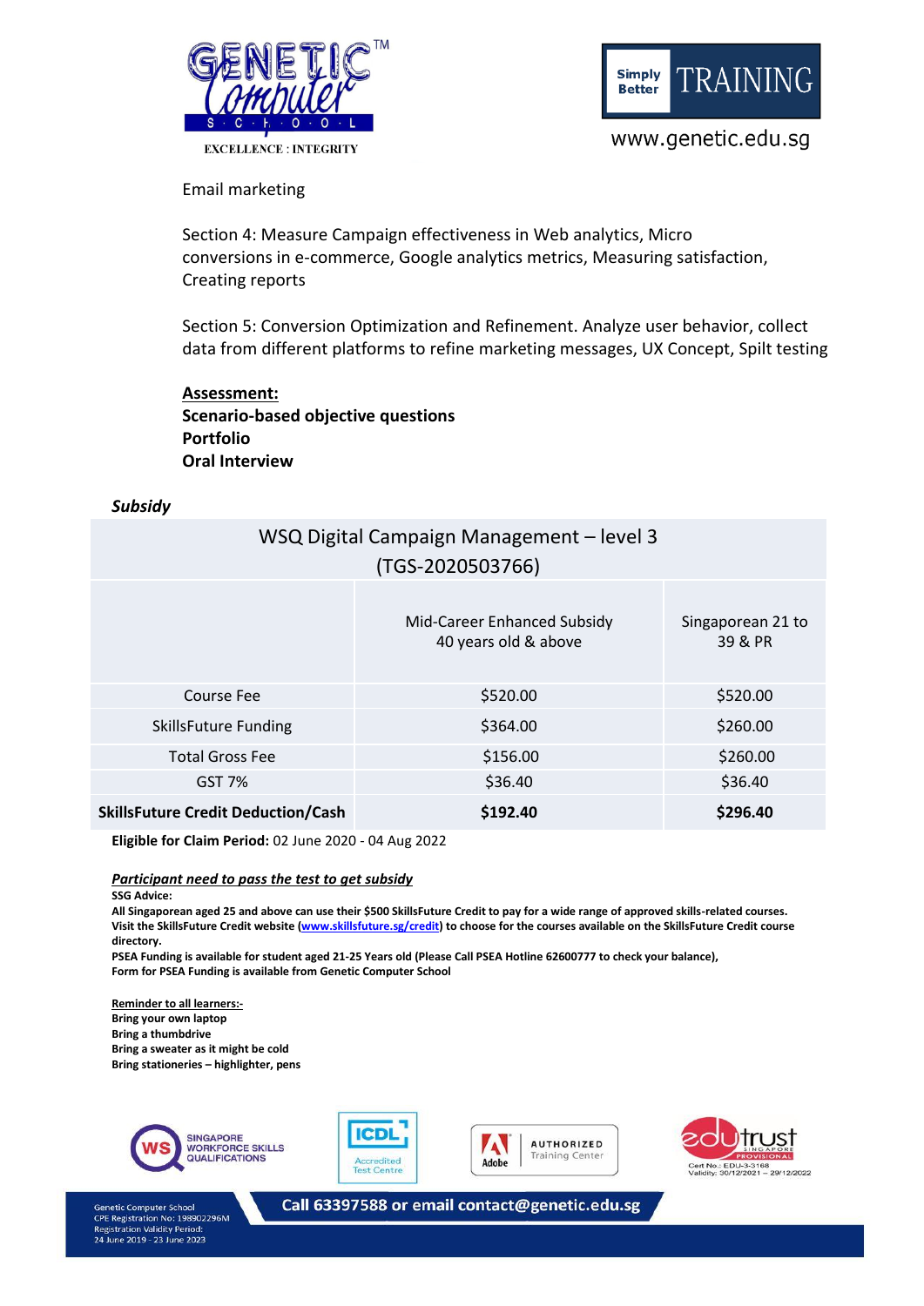Email marketing

Section 4: Measure Campaign effectiveness in Web analytics, Micro conversions in e-commerce, Google analytics metrics, Measuring satisfaction, Creating reports

Section 5: Conversion Optimization and Refinement. Analyze user behavior, collect data from different platforms to refine marketing messages, UX Concept, Spilt testing

**Assessment:**
**Scenario-based objective questions**
**Portfolio**
**Oral Interview**

***Subsidy***

| WSQ Digital Campaign Management – level 3 (TGS-2020503766) | | |
|---|---|---|
| | Mid-Career Enhanced Subsidy 40 years old & above | Singaporean 21 to 39 & PR |
| Course Fee | $520.00 | $520.00 |
| SkillsFuture Funding | $364.00 | $260.00 |
| Total Gross Fee | $156.00 | $260.00 |
| GST 7% | $36.40 | $36.40 |
| **SkillsFuture Credit Deduction/Cash** | **$192.40** | **$296.40** |

**Eligible for Claim Period:** 02 June 2020 - 04 Aug 2022

***Participant need to pass the test to get subsidy***

**SSG Advice:**
**All Singaporean aged 25 and above can use their $500 SkillsFuture Credit to pay for a wide range of approved skills-related courses. Visit the SkillsFuture Credit website (www.skillsfuture.sg/credit) to choose for the courses available on the SkillsFuture Credit course directory.**
**PSEA Funding is available for student aged 21-25 Years old (Please Call PSEA Hotline 62600777 to check your balance),**
**Form for PSEA Funding is available from Genetic Computer School**

**Reminder to all learners:-**
**Bring your own laptop**
**Bring a thumbdrive**
**Bring a sweater as it might be cold**
**Bring stationeries – highlighter, pens**

Call 63397588 or email contact@genetic.edu.sg

Genetic Computer School
CPE Registration No: 198902296M
Registration Validity Period:
24 June 2019 - 23 June 2023